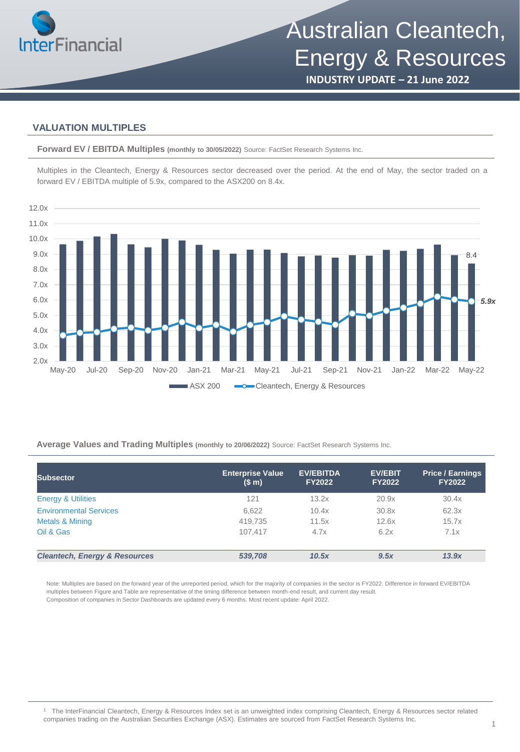# Australian Cleantech, Energy & Resources

**INDUSTRY UPDATE – 21 June 2022**

## VALUATION MULTIPLES

**Forward EV / EBITDA Multiples** **(monthly to 30/05/2022)** Source: FactSet Research Systems Inc.

Multiples in the Cleantech, Energy & Resources sector decreased over the period. At the end of May, the sector traded on a forward EV / EBITDA multiple of 5.9x, compared to the ASX200 on 8.4x.

**Average Values and Trading Multiples** **(monthly to 20/06/2022)** Source: FactSet Research Systems Inc.

| Subsector | Enterprise Value ($ m) | EV/EBITDA FY2022 | EV/EBIT FY2022 | Price / Earnings FY2022 |
|---|---|---|---|---|
| Energy & Utilities | 121 | 13.2x | 20.9x | 30.4x |
| Environmental Services | 6,622 | 10.4x | 30.8x | 62.3x |
| Metals & Mining | 419,735 | 11.5x | 12.6x | 15.7x |
| Oil & Gas | 107,417 | 4.7x | 6.2x | 7.1x |
| ***Cleantech, Energy & Resources*** | ***539,708*** | ***10.5x*** | ***9.5x*** | ***13.9x*** |

Note: Multiples are based on the forward year of the unreported period, which for the majority of companies in the sector is FY2022. Difference in forward EV/EBITDA multiples between Figure and Table are representative of the timing difference between month-end result, and current day result.
Composition of companies in Sector Dashboards are updated every 6 months. Most recent update: April 2022.

[1] The InterFinancial Cleantech, Energy & Resources Index set is an unweighted index comprising Cleantech, Energy & Resources sector related companies trading on the Australian Securities Exchange (ASX). Estimates are sourced from FactSet Research Systems Inc.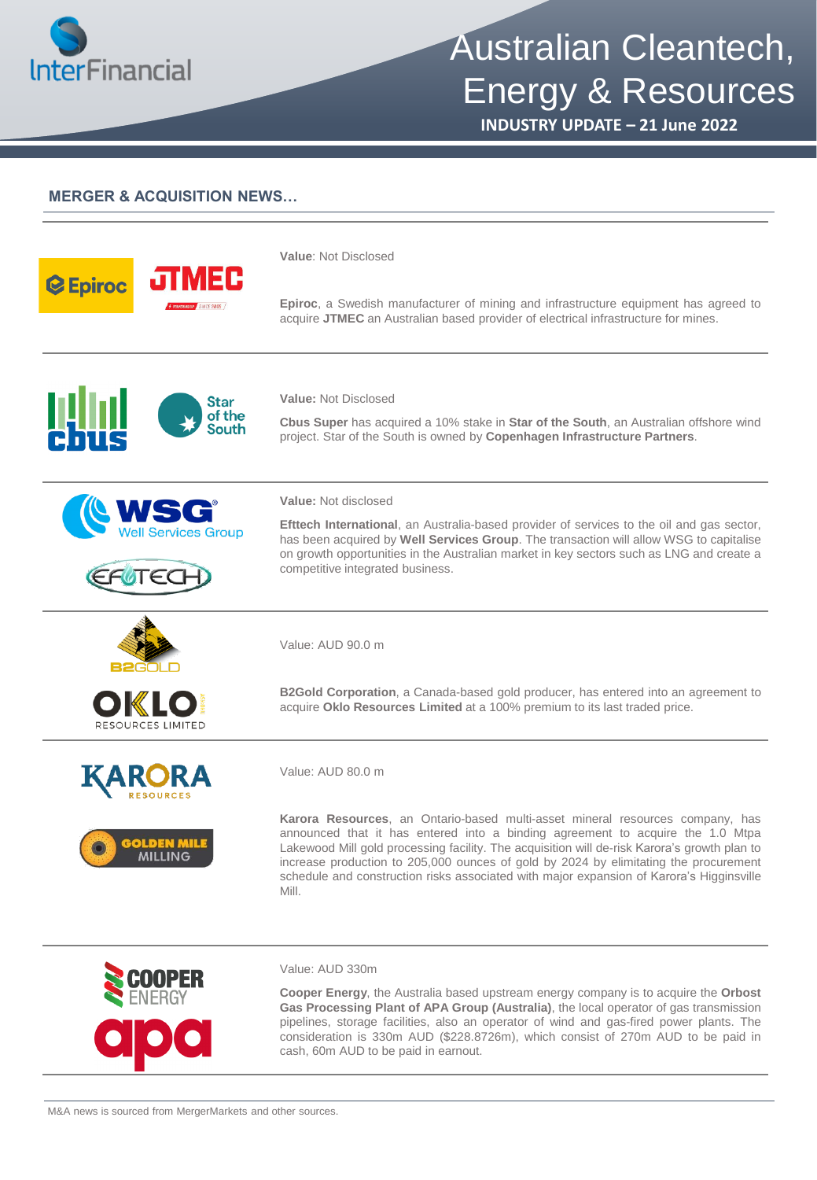## MERGER & ACQUISITION NEWS…

**Value**: Not Disclosed

**Epiroc**, a Swedish manufacturer of mining and infrastructure equipment has agreed to acquire **JTMEC** an Australian based provider of electrical infrastructure for mines.

---

**Value:** Not Disclosed

**Cbus Super** has acquired a 10% stake in **Star of the South**, an Australian offshore wind project. Star of the South is owned by **Copenhagen Infrastructure Partners**.

---

**Value:** Not disclosed

**Efftech International**, an Australia-based provider of services to the oil and gas sector, has been acquired by **Well Services Group**. The transaction will allow WSG to capitalise on growth opportunities in the Australian market in key sectors such as LNG and create a competitive integrated business.

---

Value: AUD 90.0 m

**B2Gold Corporation**, a Canada-based gold producer, has entered into an agreement to acquire **Oklo Resources Limited** at a 100% premium to its last traded price.

---

Value: AUD 80.0 m

**Karora Resources**, an Ontario-based multi-asset mineral resources company, has announced that it has entered into a binding agreement to acquire the 1.0 Mtpa Lakewood Mill gold processing facility. The acquisition will de-risk Karora's growth plan to increase production to 205,000 ounces of gold by 2024 by elimitating the procurement schedule and construction risks associated with major expansion of Karora's Higginsville Mill.

---

Value: AUD 330m

**Cooper Energy**, the Australia based upstream energy company is to acquire the **Orbost Gas Processing Plant of APA Group (Australia)**, the local operator of gas transmission pipelines, storage facilities, also an operator of wind and gas-fired power plants. The consideration is 330m AUD ($228.8726m), which consist of 270m AUD to be paid in cash, 60m AUD to be paid in earnout.

---

M&A news is sourced from MergerMarkets and other sources.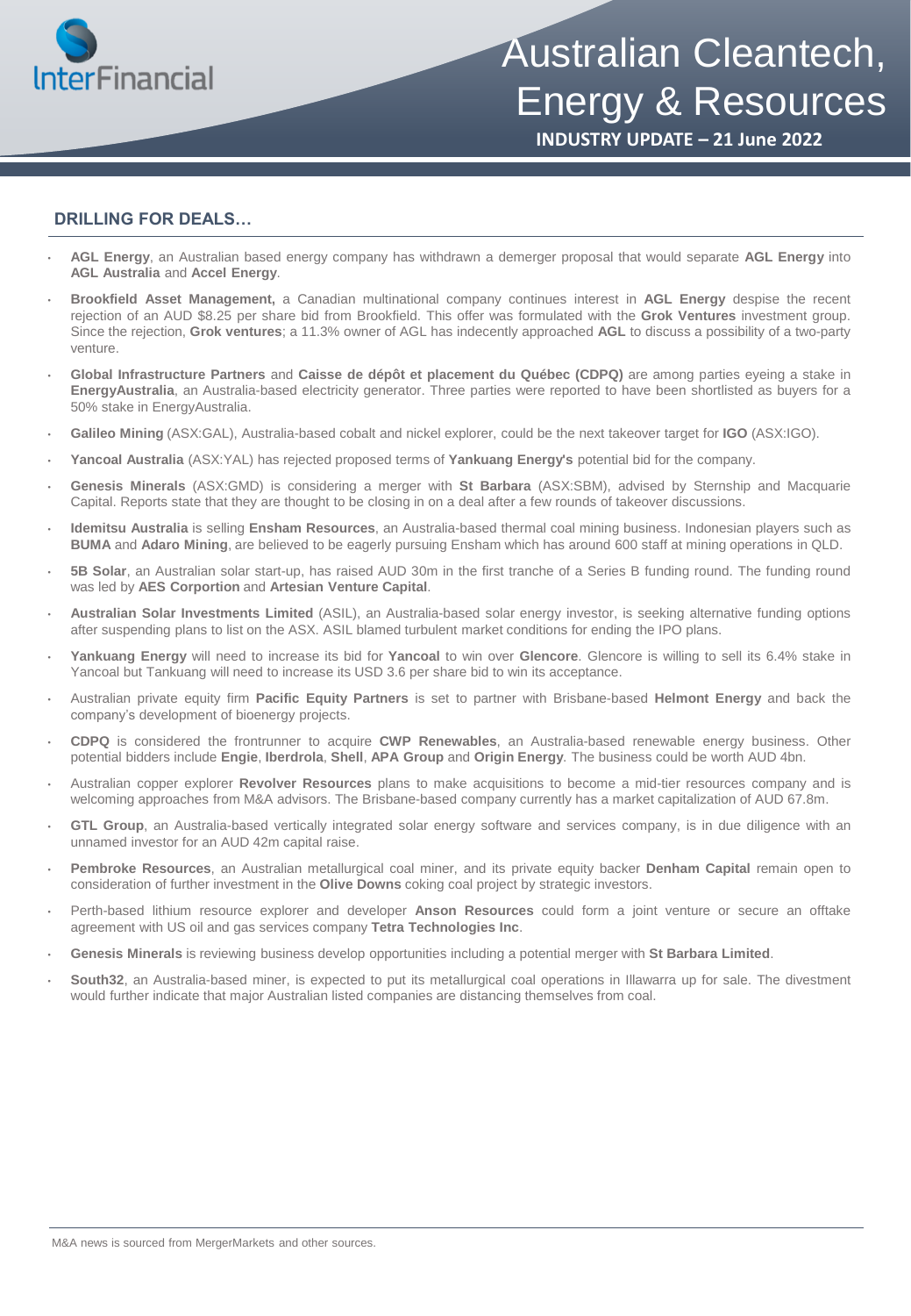# Australian Cleantech, Energy & Resources

**INDUSTRY UPDATE – 21 June 2022**

## DRILLING FOR DEALS…

- **AGL Energy**, an Australian based energy company has withdrawn a demerger proposal that would separate **AGL Energy** into **AGL Australia** and **Accel Energy**.
- **Brookfield Asset Management,** a Canadian multinational company continues interest in **AGL Energy** despise the recent rejection of an AUD $8.25 per share bid from Brookfield. This offer was formulated with the **Grok Ventures** investment group. Since the rejection, **Grok ventures**; a 11.3% owner of AGL has indecently approached **AGL** to discuss a possibility of a two-party venture.
- **Global Infrastructure Partners** and **Caisse de dépôt et placement du Québec (CDPQ)** are among parties eyeing a stake in **EnergyAustralia**, an Australia-based electricity generator. Three parties were reported to have been shortlisted as buyers for a 50% stake in EnergyAustralia.
- **Galileo Mining** (ASX:GAL), Australia-based cobalt and nickel explorer, could be the next takeover target for **IGO** (ASX:IGO).
- **Yancoal Australia** (ASX:YAL) has rejected proposed terms of **Yankuang Energy's** potential bid for the company.
- **Genesis Minerals** (ASX:GMD) is considering a merger with **St Barbara** (ASX:SBM), advised by Sternship and Macquarie Capital. Reports state that they are thought to be closing in on a deal after a few rounds of takeover discussions.
- **Idemitsu Australia** is selling **Ensham Resources**, an Australia-based thermal coal mining business. Indonesian players such as **BUMA** and **Adaro Mining**, are believed to be eagerly pursuing Ensham which has around 600 staff at mining operations in QLD.
- **5B Solar**, an Australian solar start-up, has raised AUD 30m in the first tranche of a Series B funding round. The funding round was led by **AES Corportion** and **Artesian Venture Capital**.
- **Australian Solar Investments Limited** (ASIL), an Australia-based solar energy investor, is seeking alternative funding options after suspending plans to list on the ASX. ASIL blamed turbulent market conditions for ending the IPO plans.
- **Yankuang Energy** will need to increase its bid for **Yancoal** to win over **Glencore**. Glencore is willing to sell its 6.4% stake in Yancoal but Tankuang will need to increase its USD 3.6 per share bid to win its acceptance.
- Australian private equity firm **Pacific Equity Partners** is set to partner with Brisbane-based **Helmont Energy** and back the company's development of bioenergy projects.
- **CDPQ** is considered the frontrunner to acquire **CWP Renewables**, an Australia-based renewable energy business. Other potential bidders include **Engie**, **Iberdrola**, **Shell**, **APA Group** and **Origin Energy**. The business could be worth AUD 4bn.
- Australian copper explorer **Revolver Resources** plans to make acquisitions to become a mid-tier resources company and is welcoming approaches from M&A advisors. The Brisbane-based company currently has a market capitalization of AUD 67.8m.
- **GTL Group**, an Australia-based vertically integrated solar energy software and services company, is in due diligence with an unnamed investor for an AUD 42m capital raise.
- **Pembroke Resources**, an Australian metallurgical coal miner, and its private equity backer **Denham Capital** remain open to consideration of further investment in the **Olive Downs** coking coal project by strategic investors.
- Perth-based lithium resource explorer and developer **Anson Resources** could form a joint venture or secure an offtake agreement with US oil and gas services company **Tetra Technologies Inc**.
- **Genesis Minerals** is reviewing business develop opportunities including a potential merger with **St Barbara Limited**.
- **South32**, an Australia-based miner, is expected to put its metallurgical coal operations in Illawarra up for sale. The divestment would further indicate that major Australian listed companies are distancing themselves from coal.

M&A news is sourced from MergerMarkets and other sources.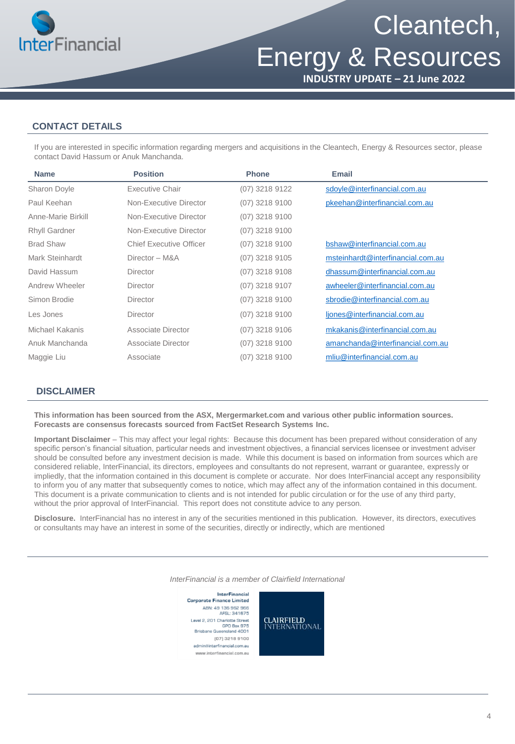# Cleantech, Energy & Resources

**INDUSTRY UPDATE – 21 June 2022**

## CONTACT DETAILS

If you are interested in specific information regarding mergers and acquisitions in the Cleantech, Energy & Resources sector, please contact David Hassum or Anuk Manchanda.

| Name | Position | Phone | Email |
|---|---|---|---|
| Sharon Doyle | Executive Chair | (07) 3218 9122 | sdoyle@interfinancial.com.au |
| Paul Keehan | Non-Executive Director | (07) 3218 9100 | pkeehan@interfinancial.com.au |
| Anne-Marie Birkill | Non-Executive Director | (07) 3218 9100 | |
| Rhyll Gardner | Non-Executive Director | (07) 3218 9100 | |
| Brad Shaw | Chief Executive Officer | (07) 3218 9100 | bshaw@interfinancial.com.au |
| Mark Steinhardt | Director – M&A | (07) 3218 9105 | msteinhardt@interfinancial.com.au |
| David Hassum | Director | (07) 3218 9108 | dhassum@interfinancial.com.au |
| Andrew Wheeler | Director | (07) 3218 9107 | awheeler@interfinancial.com.au |
| Simon Brodie | Director | (07) 3218 9100 | sbrodie@interfinancial.com.au |
| Les Jones | Director | (07) 3218 9100 | ljones@interfinancial.com.au |
| Michael Kakanis | Associate Director | (07) 3218 9106 | mkakanis@interfinancial.com.au |
| Anuk Manchanda | Associate Director | (07) 3218 9100 | amanchanda@interfinancial.com.au |
| Maggie Liu | Associate | (07) 3218 9100 | mliu@interfinancial.com.au |

## DISCLAIMER

**This information has been sourced from the ASX, Mergermarket.com and various other public information sources. Forecasts are consensus forecasts sourced from FactSet Research Systems Inc.**

**Important Disclaimer** – This may affect your legal rights: Because this document has been prepared without consideration of any specific person's financial situation, particular needs and investment objectives, a financial services licensee or investment adviser should be consulted before any investment decision is made. While this document is based on information from sources which are considered reliable, InterFinancial, its directors, employees and consultants do not represent, warrant or guarantee, expressly or impliedly, that the information contained in this document is complete or accurate. Nor does InterFinancial accept any responsibility to inform you of any matter that subsequently comes to notice, which may affect any of the information contained in this document. This document is a private communication to clients and is not intended for public circulation or for the use of any third party, without the prior approval of InterFinancial. This report does not constitute advice to any person.

**Disclosure.** InterFinancial has no interest in any of the securities mentioned in this publication. However, its directors, executives or consultants may have an interest in some of the securities, directly or indirectly, which are mentioned

*InterFinancial is a member of Clairfield International*

**InterFinancial Corporate Finance Limited**
ABN: 49 136 962 966
AFSL: 341675
Level 2, 201 Charlotte Street
GPO Box 975
Brisbane Queensland 4001
(07) 3218 9100
admin@interfinancial.com.au
www.interfinancial.com.au

CLAIRFIELD INTERNATIONAL